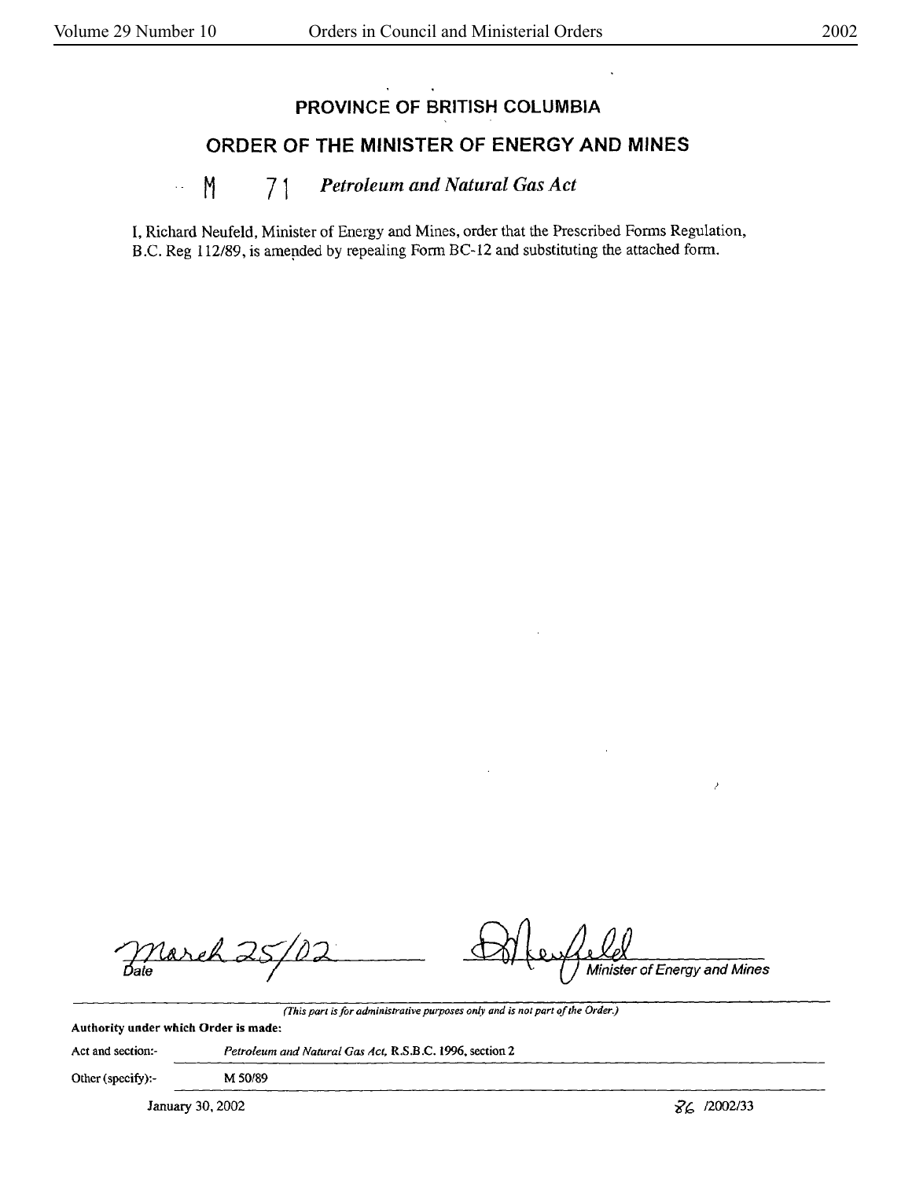## PROVINCE OF BRITISH COLUMBIA

## ORDER OF THE MINISTER OF ENERGY AND MINES

M 71 *Petroleum and Natural Gas Act*

I, Richard Neufeld, Minister of Energy and Mines, order that the Prescribed Forms Regulation, B.C. Reg 112/89, is amended by repealing Form BC-12 and substituting the attached form.

March 25/02
*Date*

*Minister of Energy and Mines*

*(This part is for administrative purposes only and is not part of the Order.)*

**Authority under which Order is made:**

Act and section:- *Petroleum and Natural Gas Act*, R.S.B.C. 1996, section 2

Other (specify):- M 50/89

January 30, 2002

86 /2002/33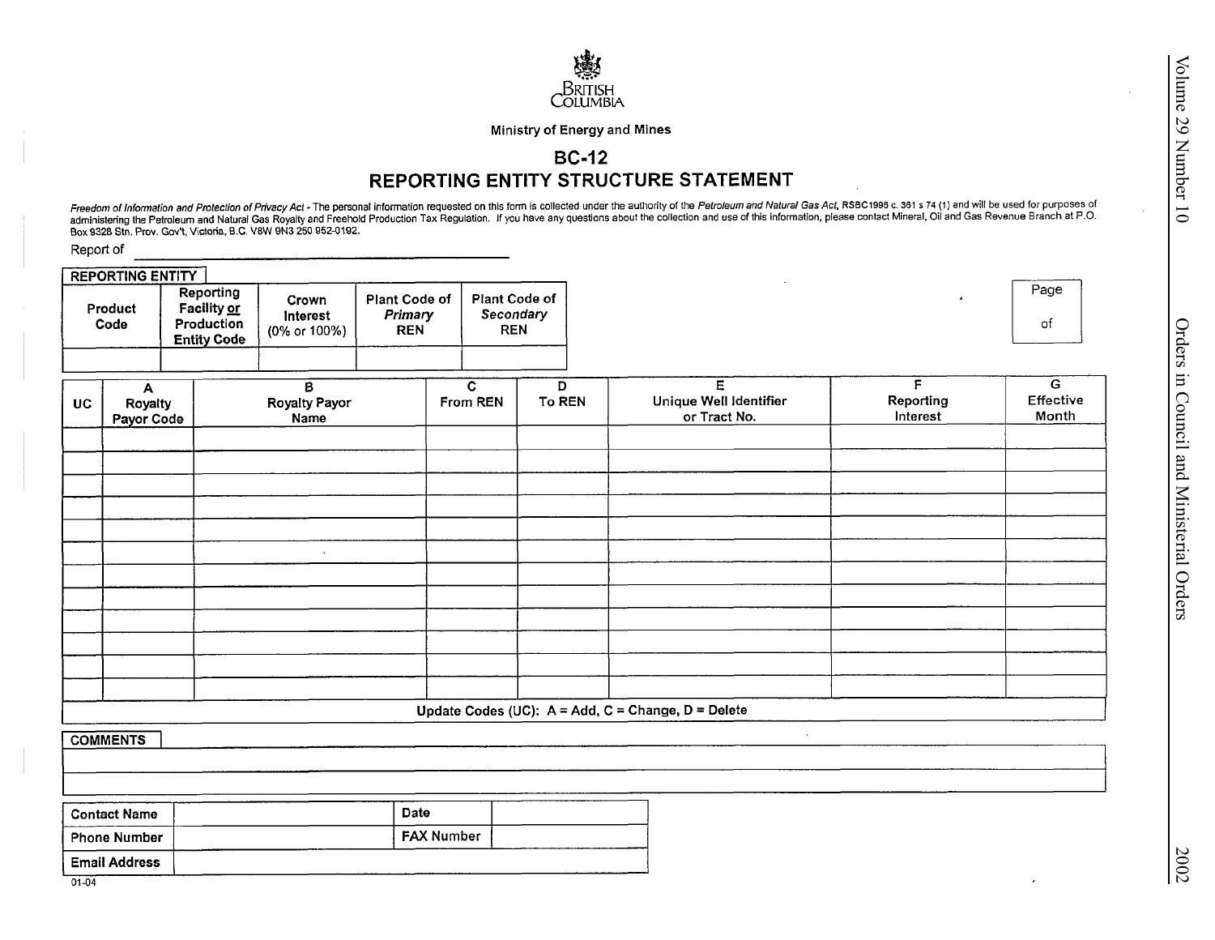BRITISH COLUMBIA

Ministry of Energy and Mines

# BC-12
# REPORTING ENTITY STRUCTURE STATEMENT

*Freedom of Information and Protection of Privacy Act* - The personal information requested on this form is collected under the authority of the *Petroleum and Natural Gas Act*, RSBC1996 c. 361 s 74 (1) and will be used for purposes of administering the Petroleum and Natural Gas Royalty and Freehold Production Tax Regulation. If you have any questions about the collection and use of this information, please contact Mineral, Oil and Gas Revenue Branch at P.O. Box 9328 Stn. Prov. Gov't, Victoria, B.C. V8W 9N3 250 952-0192.

Report of ______________________

Page ___ of ___

**REPORTING ENTITY**

| Product Code | Reporting Facility or Production Entity Code | Crown Interest (0% or 100%) | Plant Code of *Primary* REN | Plant Code of *Secondary* REN |
|---|---|---|---|---|
| | | | | |

| UC | A<br>Royalty Payor Code | B<br>Royalty Payor Name | C<br>From REN | D<br>To REN | E<br>Unique Well Identifier or Tract No. | F<br>Reporting Interest | G<br>Effective Month |
|---|---|---|---|---|---|---|---|
| | | | | | | | |
| | | | | | | | |
| | | | | | | | |
| | | | | | | | |
| | | | | | | | |
| | | | | | | | |
| | | | | | | | |
| | | | | | | | |
| | | | | | | | |
| | | | | | | | |
| | | | | | | | |
| | | | | | | | |

**Update Codes (UC): A = Add, C = Change, D = Delete**

**COMMENTS**

| | | | |
|---|---|---|---|
| **Contact Name** | | **Date** | |
| **Phone Number** | | **FAX Number** | |
| **Email Address** | | | |

01-04